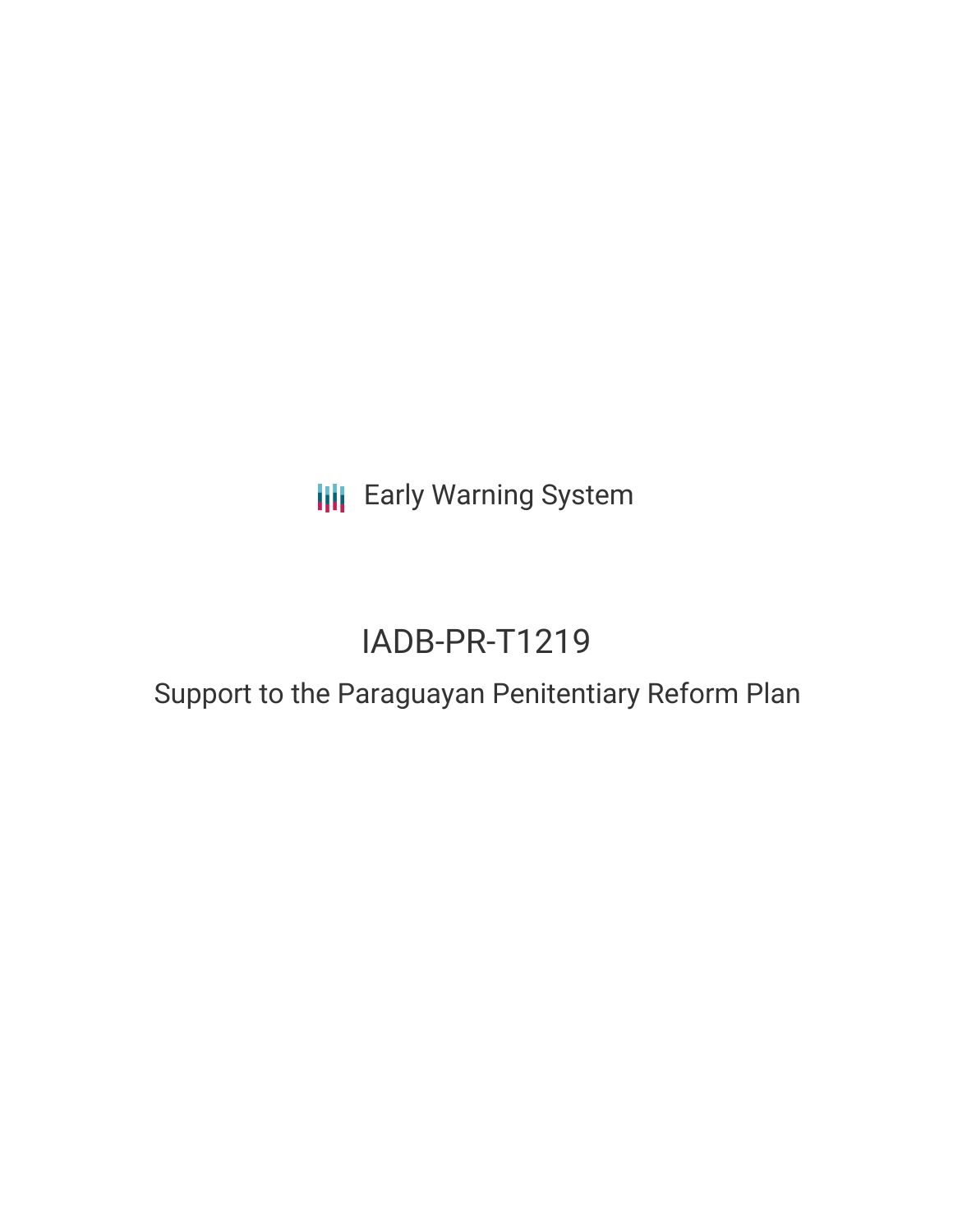Early Warning System

# IADB-PR-T1219

## Support to the Paraguayan Penitentiary Reform Plan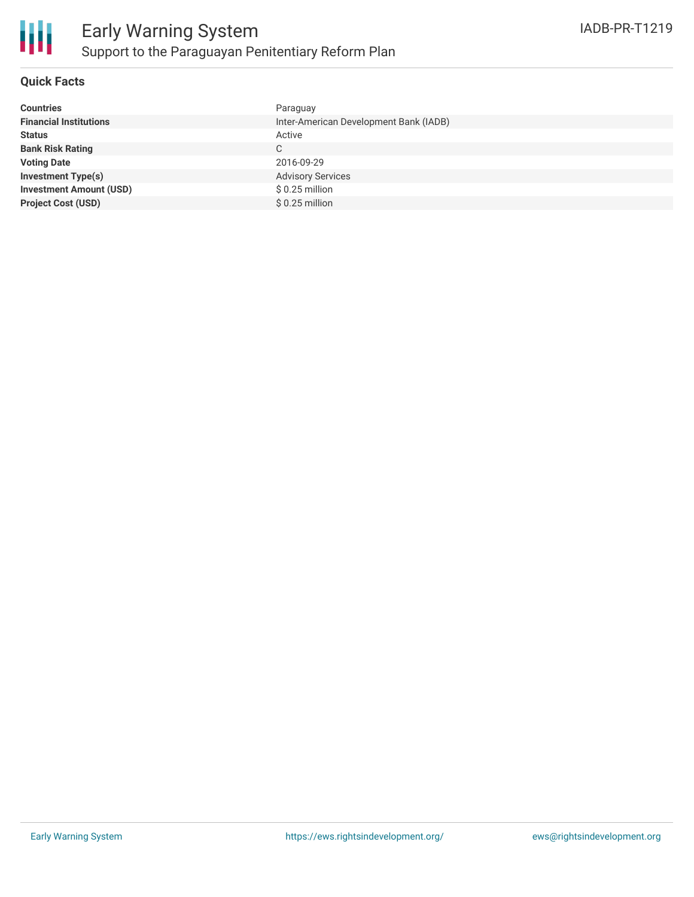# Early Warning System

## Support to the Paraguayan Penitentiary Reform Plan

IADB-PR-T1219

### Quick Facts

| | |
|---|---|
| **Countries** | Paraguay |
| **Financial Institutions** | Inter-American Development Bank (IADB) |
| **Status** | Active |
| **Bank Risk Rating** | C |
| **Voting Date** | 2016-09-29 |
| **Investment Type(s)** | Advisory Services |
| **Investment Amount (USD)** | $ 0.25 million |
| **Project Cost (USD)** | $ 0.25 million |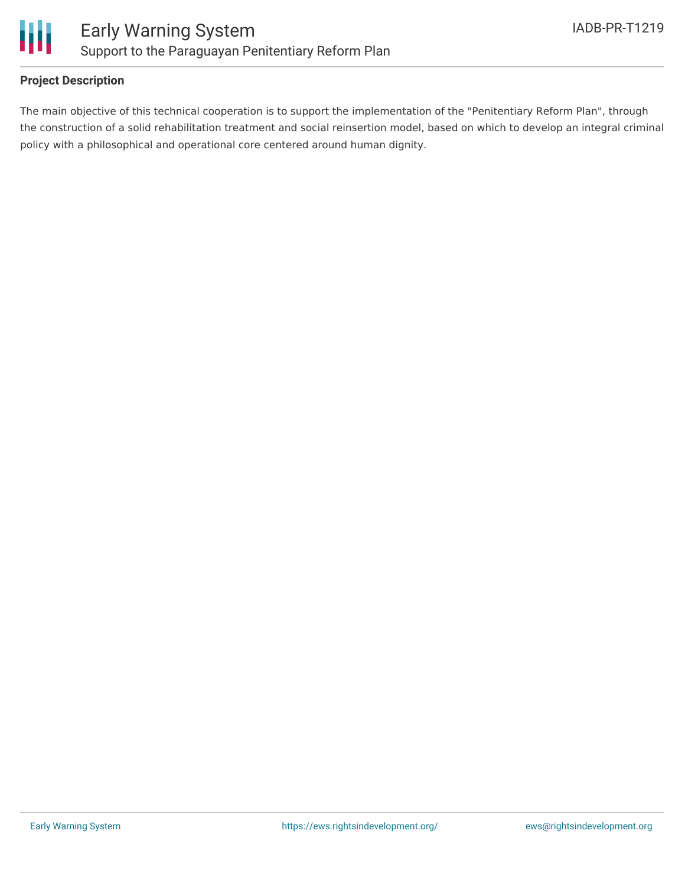**Project Description**

The main objective of this technical cooperation is to support the implementation of the "Penitentiary Reform Plan", through the construction of a solid rehabilitation treatment and social reinsertion model, based on which to develop an integral criminal policy with a philosophical and operational core centered around human dignity.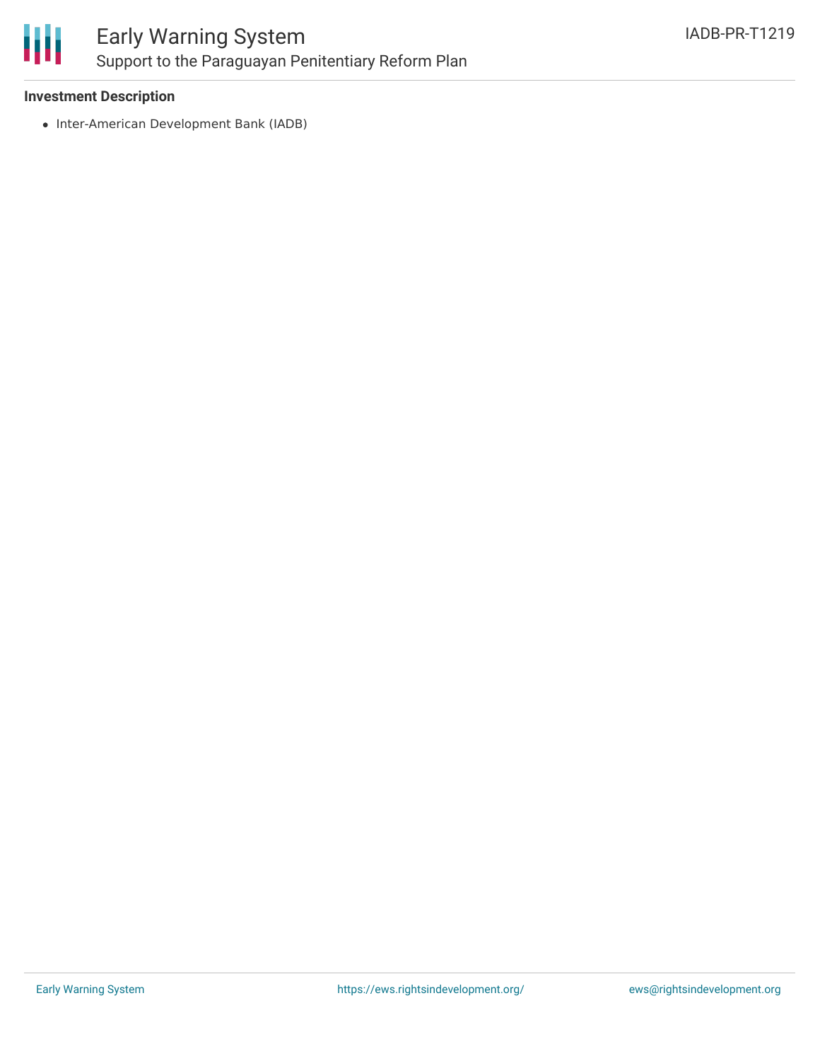**Investment Description**

- Inter-American Development Bank (IADB)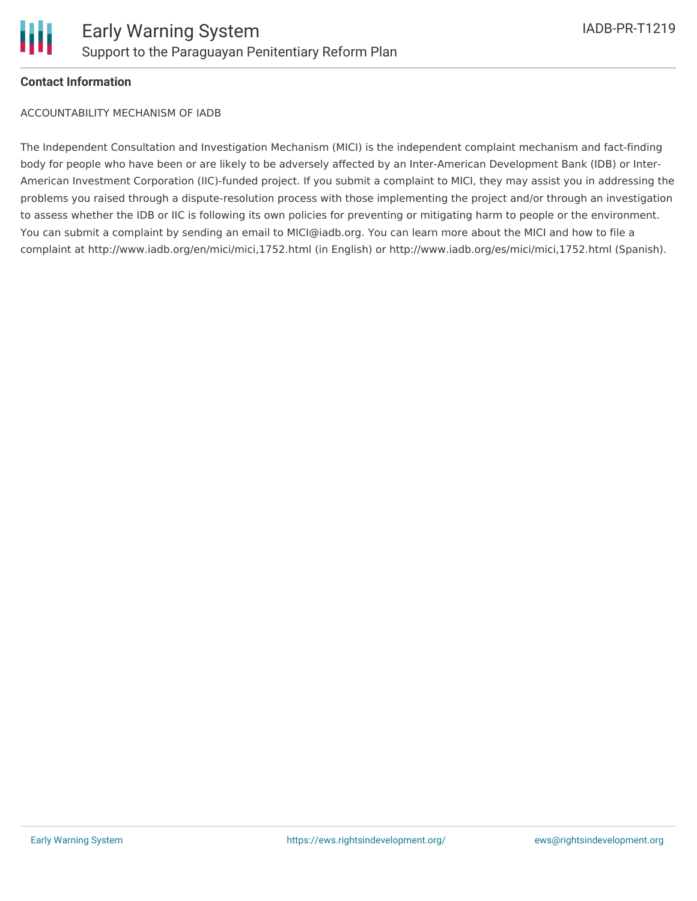**Contact Information**

ACCOUNTABILITY MECHANISM OF IADB

The Independent Consultation and Investigation Mechanism (MICI) is the independent complaint mechanism and fact-finding body for people who have been or are likely to be adversely affected by an Inter-American Development Bank (IDB) or Inter-American Investment Corporation (IIC)-funded project. If you submit a complaint to MICI, they may assist you in addressing the problems you raised through a dispute-resolution process with those implementing the project and/or through an investigation to assess whether the IDB or IIC is following its own policies for preventing or mitigating harm to people or the environment. You can submit a complaint by sending an email to MICI@iadb.org. You can learn more about the MICI and how to file a complaint at http://www.iadb.org/en/mici/mici,1752.html (in English) or http://www.iadb.org/es/mici/mici,1752.html (Spanish).